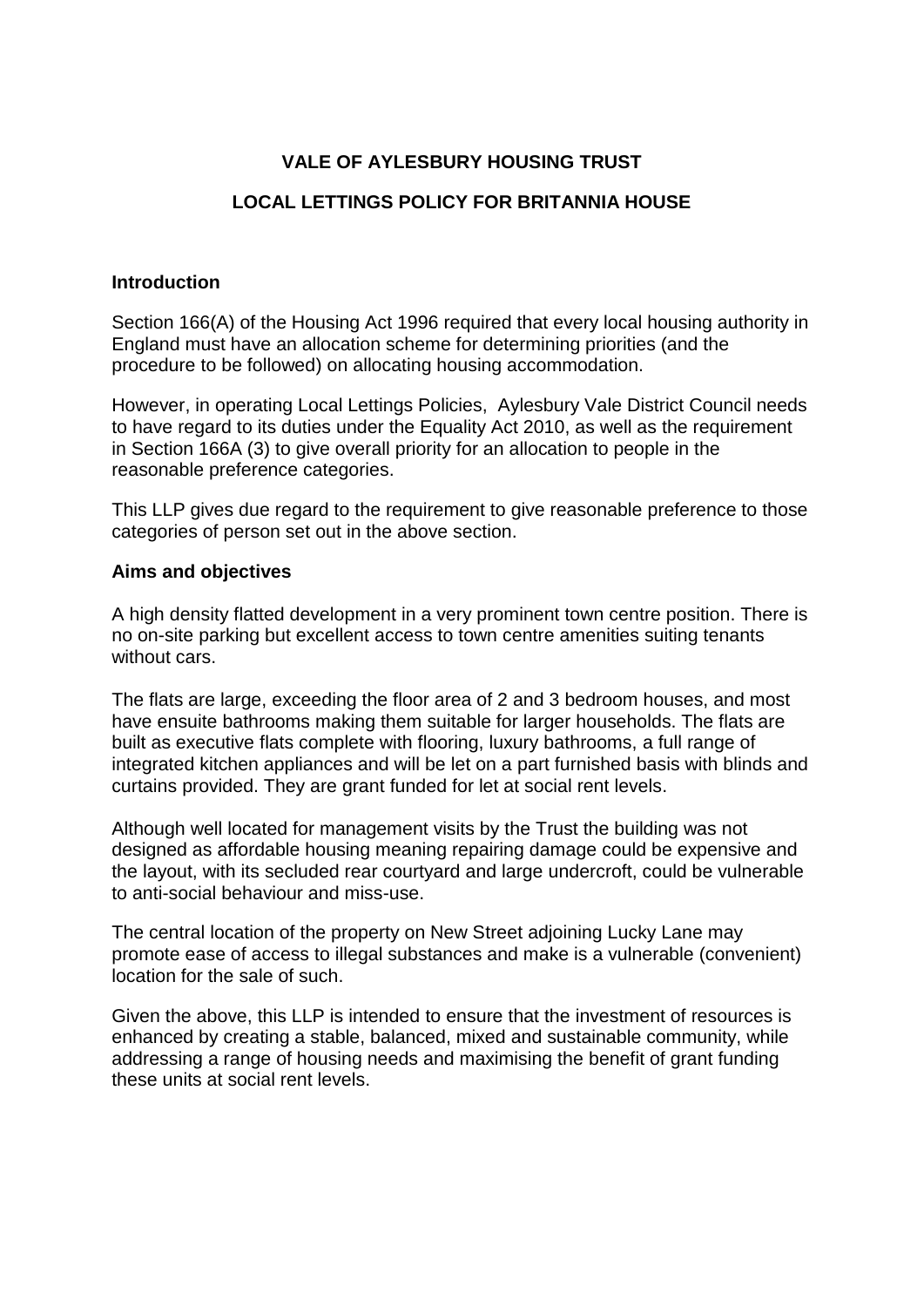# VALE OF AYLESBURY HOUSING TRUST

## LOCAL LETTINGS POLICY FOR BRITANNIA HOUSE

### Introduction

Section 166(A) of the Housing Act 1996 required that every local housing authority in England must have an allocation scheme for determining priorities (and the procedure to be followed) on allocating housing accommodation.

However, in operating Local Lettings Policies, Aylesbury Vale District Council needs to have regard to its duties under the Equality Act 2010, as well as the requirement in Section 166A (3) to give overall priority for an allocation to people in the reasonable preference categories.

This LLP gives due regard to the requirement to give reasonable preference to those categories of person set out in the above section.

### Aims and objectives

A high density flatted development in a very prominent town centre position. There is no on-site parking but excellent access to town centre amenities suiting tenants without cars.

The flats are large, exceeding the floor area of 2 and 3 bedroom houses, and most have ensuite bathrooms making them suitable for larger households. The flats are built as executive flats complete with flooring, luxury bathrooms, a full range of integrated kitchen appliances and will be let on a part furnished basis with blinds and curtains provided. They are grant funded for let at social rent levels.

Although well located for management visits by the Trust the building was not designed as affordable housing meaning repairing damage could be expensive and the layout, with its secluded rear courtyard and large undercroft, could be vulnerable to anti-social behaviour and miss-use.

The central location of the property on New Street adjoining Lucky Lane may promote ease of access to illegal substances and make is a vulnerable (convenient) location for the sale of such.

Given the above, this LLP is intended to ensure that the investment of resources is enhanced by creating a stable, balanced, mixed and sustainable community, while addressing a range of housing needs and maximising the benefit of grant funding these units at social rent levels.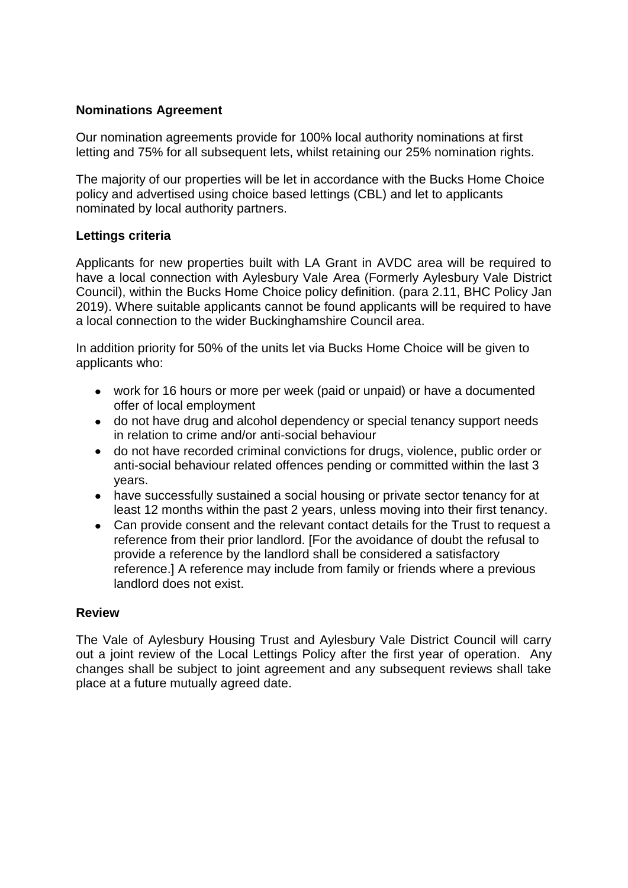**Nominations Agreement**

Our nomination agreements provide for 100% local authority nominations at first letting and 75% for all subsequent lets, whilst retaining our 25% nomination rights.

The majority of our properties will be let in accordance with the Bucks Home Choice policy and advertised using choice based lettings (CBL) and let to applicants nominated by local authority partners.

**Lettings criteria**

Applicants for new properties built with LA Grant in AVDC area will be required to have a local connection with Aylesbury Vale Area (Formerly Aylesbury Vale District Council), within the Bucks Home Choice policy definition. (para 2.11, BHC Policy Jan 2019). Where suitable applicants cannot be found applicants will be required to have a local connection to the wider Buckinghamshire Council area.

In addition priority for 50% of the units let via Bucks Home Choice will be given to applicants who:

- work for 16 hours or more per week (paid or unpaid) or have a documented offer of local employment
- do not have drug and alcohol dependency or special tenancy support needs in relation to crime and/or anti-social behaviour
- do not have recorded criminal convictions for drugs, violence, public order or anti-social behaviour related offences pending or committed within the last 3 years.
- have successfully sustained a social housing or private sector tenancy for at least 12 months within the past 2 years, unless moving into their first tenancy.
- Can provide consent and the relevant contact details for the Trust to request a reference from their prior landlord. [For the avoidance of doubt the refusal to provide a reference by the landlord shall be considered a satisfactory reference.] A reference may include from family or friends where a previous landlord does not exist.

**Review**

The Vale of Aylesbury Housing Trust and Aylesbury Vale District Council will carry out a joint review of the Local Lettings Policy after the first year of operation. Any changes shall be subject to joint agreement and any subsequent reviews shall take place at a future mutually agreed date.